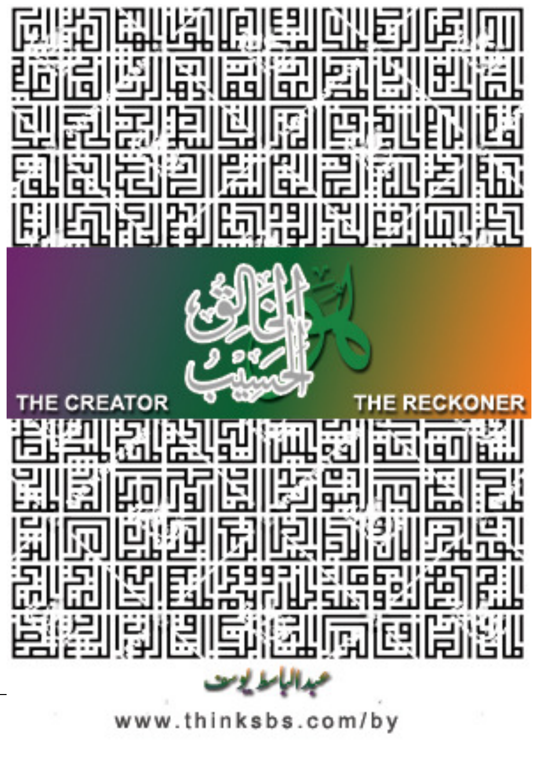الخالق
الحسيب

THE CREATOR

THE RECKONER

عبدالباسط یوسف

www.thinksbs.com/by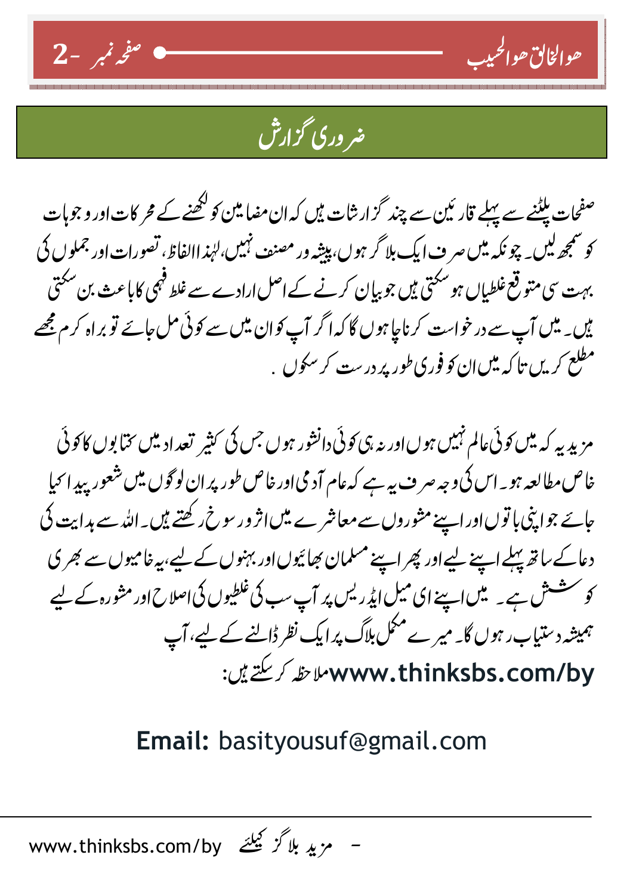## ضروری گزارش

صفحات پلٹنے سے پہلے قارئین سے چند گزارشات ہیں کہ ان مضامین کو لکھنے کے محرکات اور وجوہات کو سمجھ لیں۔ چونکہ میں صرف ایک بلاگر ہوں، پیشہ ور مصنف نہیں، لہٰذا الفاظ، تصورات اور جملوں کی بہت سی متوقع غلطیاں ہو سکتی ہیں جو بیان کرنے کے اصل ارادے سے غلط فہمی کا باعث بن سکتی ہیں۔ میں آپ سے درخواست کرنا چاہوں گا کہ اگر آپ کو ان میں سے کوئی مل جائے تو براہ کرم مجھے مطلع کریں تاکہ میں ان کو فوری طور پر درست کر سکوں ۔

مزید یہ کہ میں کوئی عالم نہیں ہوں اور نہ ہی کوئی دانشور ہوں جس کی کثیر تعداد میں کتابوں کا کوئی خاص مطالعہ ہو۔ اس کی وجہ صرف یہ ہے کہ عام آدمی اور خاص طور پر ان لوگوں میں شعور پیدا کیا جائے جو اپنی باتوں اور اپنے مشوروں سے معاشرے میں اثر و رسوخ رکھتے ہیں۔ اللہ سے ہدایت کی دعا کے ساتھ پہلے اپنے لیے اور پھر اپنے مسلمان بھائیوں اور بہنوں کے لیے، یہ خامیوں سے بھری کوشش ہے۔ میں اپنے ای میل ایڈریس پر آپ سب کی غلطیوں کی اصلاح اور مشورہ کے لیے ہمیشہ دستیاب رہوں گا۔ میرے مکمل بلاگ پر ایک نظر ڈالنے کے لیے، آپ **www.thinksbs.com/by** ملاحظہ کر سکتے ہیں:

**Email:** basityousuf@gmail.com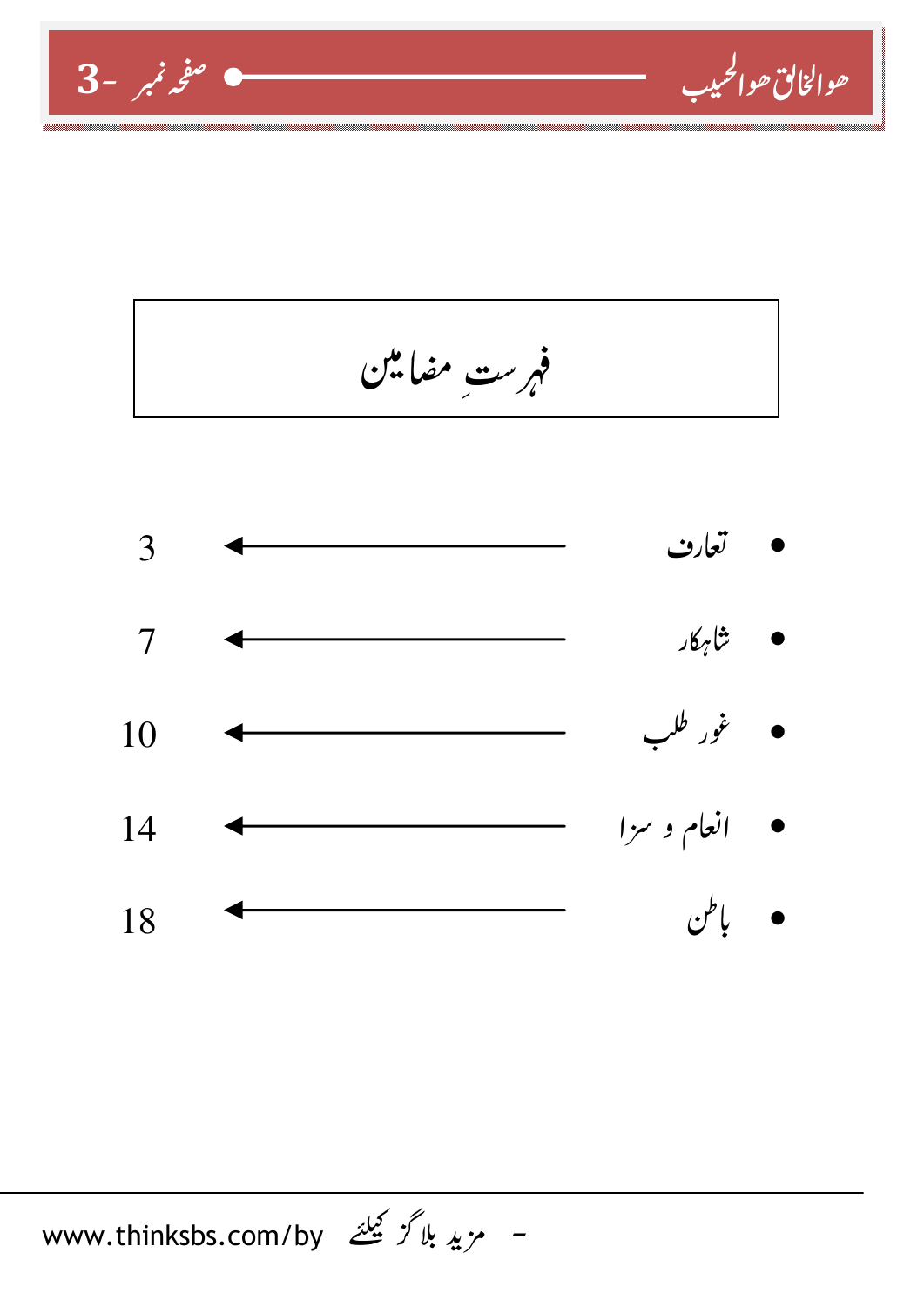# فہرستِ مضامین

- تعارف ← 3
- شاہکار ← 7
- غور طلب ← 10
- انعام و سزا ← 14
- باطن ← 18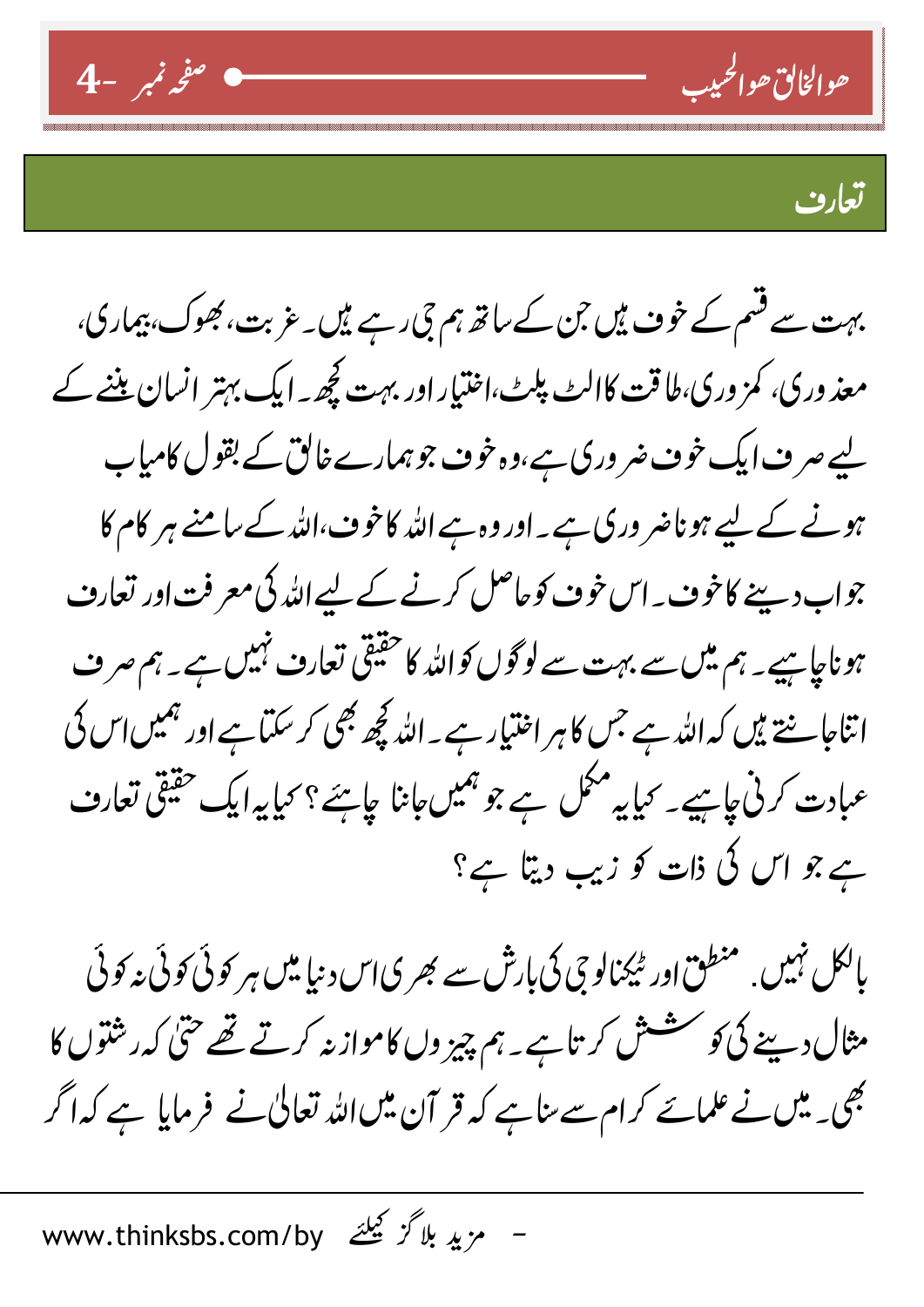## تعارف

بہت سے قسم کے خوف ہیں جن کے ساتھ ہم جی رہے ہیں۔ غربت، بھوک، بیماری، معذوری، کمزوری، طاقت کا الٹ پلٹ، اختیار اور بہت کچھ۔ ایک بہتر انسان بننے کے لیے صرف ایک خوف ضروری ہے، وہ خوف جو ہمارے خالق کے بقول کامیاب ہونے کے لیے ہونا ضروری ہے۔ اور وہ ہے اللہ کا خوف، اللہ کے سامنے ہر کام کا جواب دینے کا خوف۔ اس خوف کو حاصل کرنے کے لیے اللہ کی معرفت اور تعارف ہونا چاہیے۔ ہم میں سے بہت سے لوگوں کو اللہ کا حقیقی تعارف نہیں ہے۔ ہم صرف اتنا جانتے ہیں کہ اللہ ہے جس کا ہر اختیار ہے۔ اللہ کچھ بھی کر سکتا ہے اور ہمیں اس کی عبادت کرنی چاہیے۔ کیا یہ مکمل ہے جو ہمیں جاننا چاہئے؟ کیا یہ ایک حقیقی تعارف ہے جو اس کی ذات کو زیب دیتا ہے؟

بالکل نہیں۔ منطق اور ٹیکنالوجی کی بارش سے بھری اس دنیا میں ہر کوئی کوئی نہ کوئی مثال دینے کی کوشش کرتا ہے۔ ہم چیزوں کا موازنہ کرتے تھے حتیٰ کہ رشتوں کا بھی۔ میں نے علمائے کرام سے سنا ہے کہ قرآن میں اللہ تعالیٰ نے فرمایا ہے کہ اگر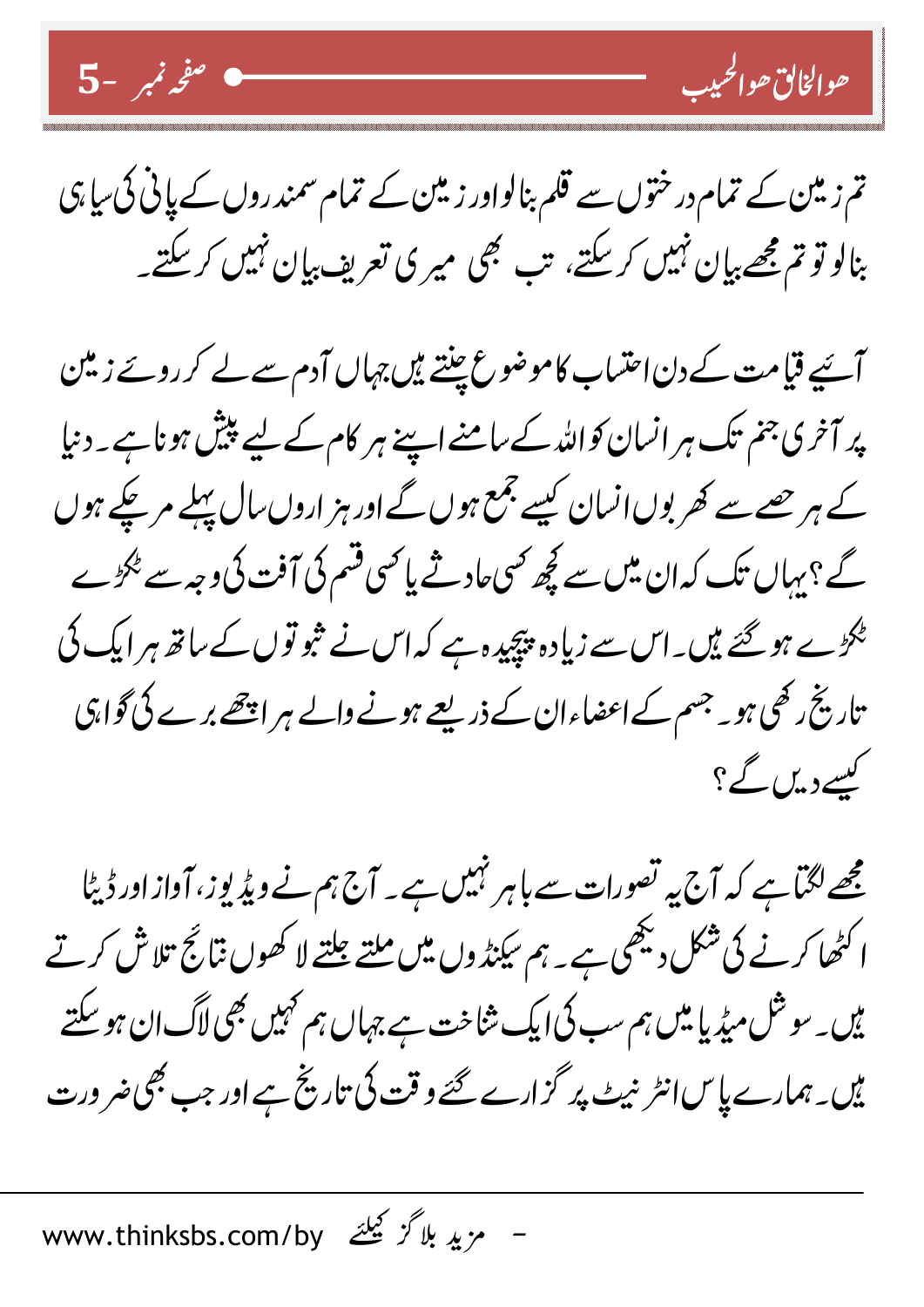تم زمین کے تمام درختوں سے قلم بنالو اور زمین کے تمام سمندروں کے پانی کی سیاہی بنالو تو تم مجھے بیان نہیں کر سکتے، تب بھی میری تعریف بیان نہیں کر سکتے۔

آئیے قیامت کے دن احتساب کا موضوع چنتے ہیں جہاں آدم سے لے کر روئے زمین پر آخری جنم تک ہر انسان کو اللہ کے سامنے اپنے ہر کام کے لیے پیش ہونا ہے۔ دنیا کے ہر حصے سے کھربوں انسان کیسے جمع ہوں گے اور ہزاروں سال پہلے مر چکے ہوں گے؟ یہاں تک کہ ان میں سے کچھ کسی حادثے یا کسی قسم کی آفت کی وجہ سے ٹکڑے ٹکڑے ہو گئے ہیں۔ اس سے زیادہ پیچیدہ ہے کہ اس نے ثبوتوں کے ساتھ ہر ایک کی تاریخ رکھی ہو۔ جسم کے اعضاء ان کے ذریعے ہونے والے ہر اچھے برے کی گواہی کیسے دیں گے؟

مجھے لگتا ہے کہ آج یہ تصورات سے باہر نہیں ہے۔ آج ہم نے ویڈیوز، آواز اور ڈیٹا اکٹھا کرنے کی شکل دیکھی ہے۔ ہم سیکنڈوں میں ملتے جلتے لاکھوں نتائج تلاش کرتے ہیں۔ سوشل میڈیا میں ہم سب کی ایک شناخت ہے جہاں ہم کہیں بھی لاگ ان ہو سکتے ہیں۔ ہمارے پاس انٹرنیٹ پر گزارے گئے وقت کی تاریخ ہے اور جب بھی ضرورت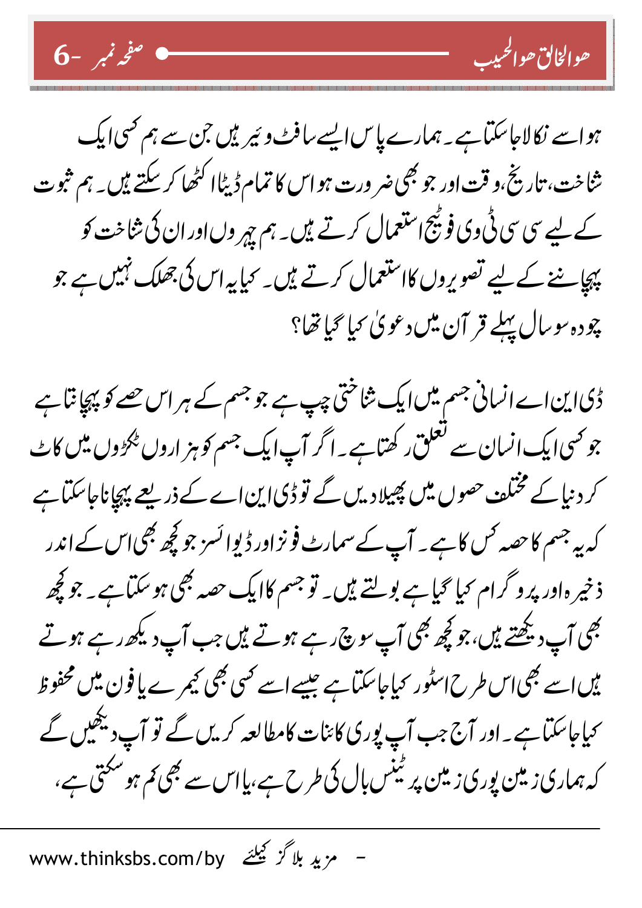ہو اسے نکالا جاسکتا ہے۔ ہمارے پاس ایسے سافٹ ویئر ہیں جن سے ہم کسی ایک شناخت، تاریخ، وقت اور جو بھی ضرورت ہو اس کا تمام ڈیٹا اکٹھا کر سکتے ہیں۔ ہم ثبوت کے لیے سی سی ٹی وی فوٹیج استعمال کرتے ہیں۔ ہم چہروں اور ان کی شناخت کو پہچاننے کے لیے تصویروں کا استعمال کرتے ہیں۔ کیا یہ اس کی جھلک نہیں ہے جو چودہ سو سال پہلے قرآن میں دعویٰ کیا گیا تھا؟

ڈی این اے انسانی جسم میں ایک شناختی چپ ہے جو جسم کے ہر اس حصے کو پہچانتا ہے جو کسی ایک انسان سے تعلق رکھتا ہے۔ اگر آپ ایک جسم کو ہزاروں ٹکڑوں میں کاٹ کر دنیا کے مختلف حصوں میں پھیلا دیں گے تو ڈی این اے کے ذریعے پہچانا جاسکتا ہے کہ یہ جسم کا حصہ کس کا ہے۔ آپ کے سمارٹ فونز اور ڈیوائسز جو کچھ بھی اس کے اندر ذخیرہ اور پروگرام کیا گیا ہے بولتے ہیں۔ تو جسم کا ایک حصہ بھی ہو سکتا ہے۔ جو کچھ بھی آپ دیکھتے ہیں، جو کچھ بھی آپ سوچ رہے ہوتے ہیں جب آپ دیکھ رہے ہوتے ہیں اسے بھی اس طرح اسٹور کیا جاسکتا ہے جیسے اسے کسی بھی کیمرے یا فون میں محفوظ کیا جاسکتا ہے۔ اور آج جب آپ پوری کائنات کا مطالعہ کریں گے تو آپ دیکھیں گے کہ ہماری زمین پوری زمین پر ٹینس بال کی طرح ہے، یا اس سے بھی کم ہو سکتی ہے،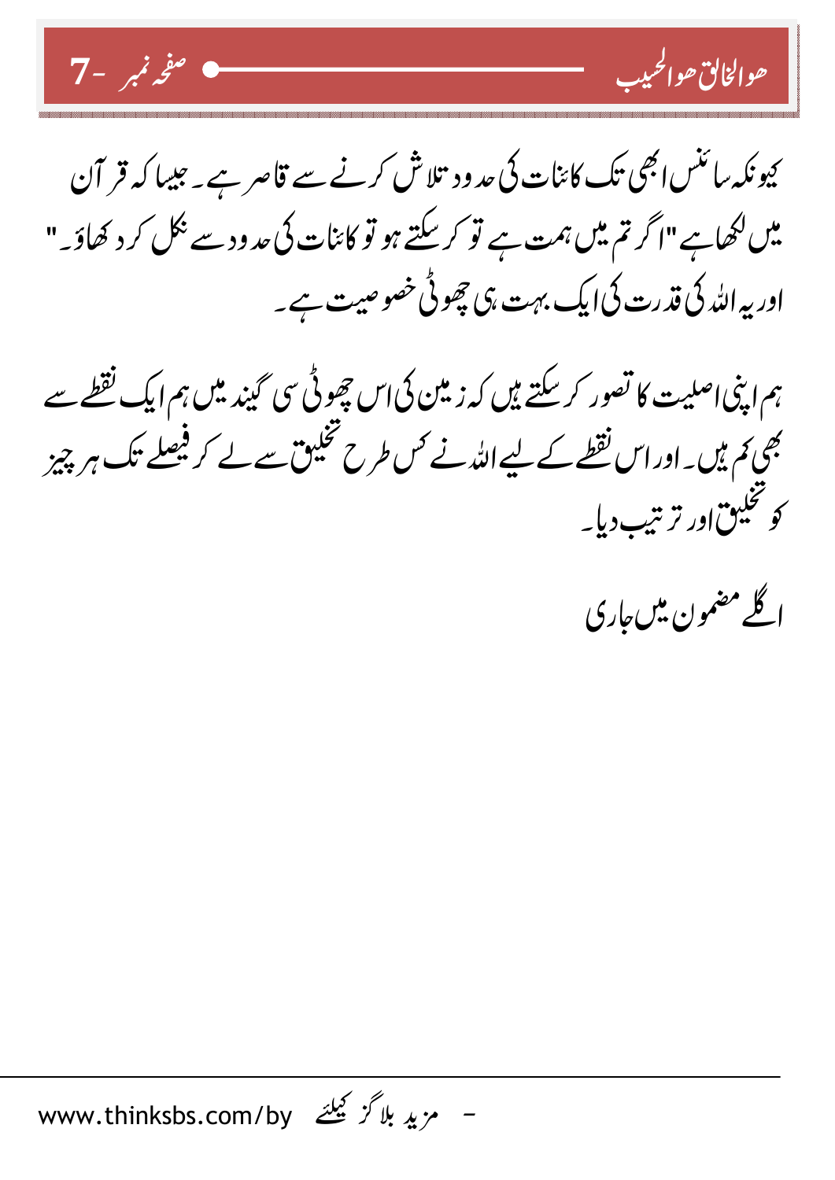کیونکہ سائنس ابھی تک کائنات کی حدود تلاش کرنے سے قاصر ہے۔ جیسا کہ قرآن میں لکھا ہے "اگر تم میں ہمت ہے تو کر سکتے ہو تو کائنات کی حدود سے نکل کر دکھاؤ۔" اور یہ اللہ کی قدرت کی ایک بہت ہی چھوٹی خصوصیت ہے۔

ہم اپنی اصلیت کا تصور کر سکتے ہیں کہ زمین کی اس چھوٹی سی گیند میں ہم ایک نقطے سے بھی کم ہیں۔ اور اس نقطے کے لیے اللہ نے کس طرح تخلیق سے لے کر فیصلے تک ہر چیز کو تخلیق اور ترتیب دیا۔

اگلے مضمون میں جاری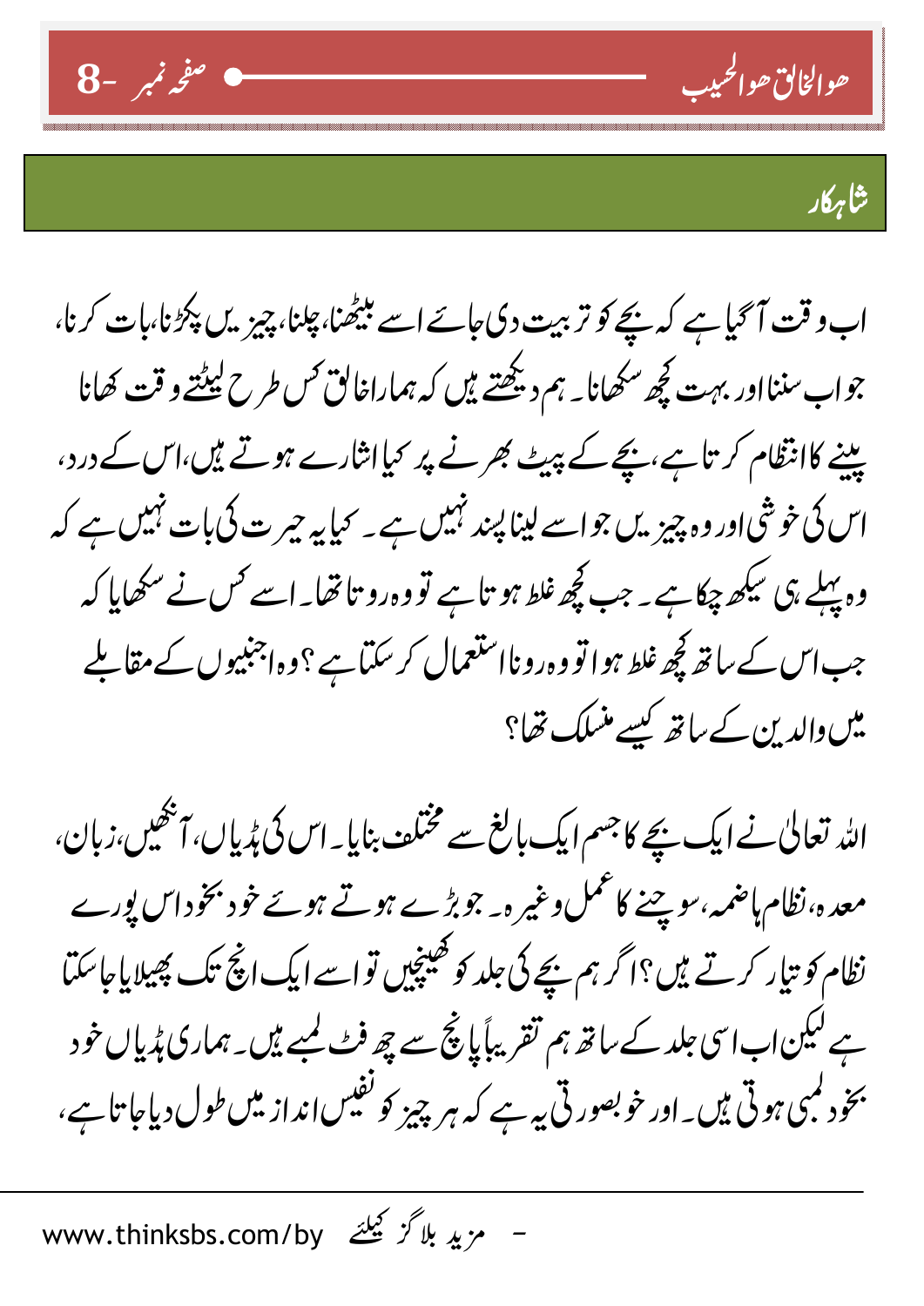## شاہکار

اب وقت آ گیا ہے کہ بچے کو تربیت دی جائے اسے بیٹھنا، چلنا، چیزیں پکڑنا، بات کرنا، جواب سننا اور بہت کچھ سکھانا۔ ہم دیکھتے ہیں کہ ہمارا خالق کس طرح لیٹتے وقت کھانا پینے کا انتظام کرتا ہے، بچے کے پیٹ بھرنے پر کیا اشارے ہوتے ہیں، اس کے درد، اس کی خوشی اور وہ چیزیں جو اسے لینا پسند نہیں ہے۔ کیا یہ حیرت کی بات نہیں ہے کہ وہ پہلے ہی سیکھ چکا ہے۔ جب کچھ غلط ہوتا ہے تو وہ روتا تھا۔ اسے کس نے سکھایا کہ جب اس کے ساتھ کچھ غلط ہوا تو وہ رونا استعمال کر سکتا ہے؟ وہ اجنبیوں کے مقابلے میں والدین کے ساتھ کیسے منسلک تھا؟

اللہ تعالیٰ نے ایک بچے کا جسم ایک بالغ سے مختلف بنایا۔ اس کی ہڈیاں، آنکھیں، زبان، معدہ، نظام ہاضمہ، سوچنے کا عمل وغیرہ۔ جو بڑے ہوتے ہوئے خود بخود اس پورے نظام کو تیار کرتے ہیں؟ اگر ہم بچے کی جلد کو کھینچیں تو اسے ایک انچ تک پھیلایا جا سکتا ہے لیکن اب اسی جلد کے ساتھ ہم تقریباً پانچ سے چھ فٹ لمبے ہیں۔ ہماری ہڈیاں خود بخود لمبی ہوتی ہیں۔ اور خوبصورتی یہ ہے کہ ہر چیز کو نفیس انداز میں طول دیا جاتا ہے،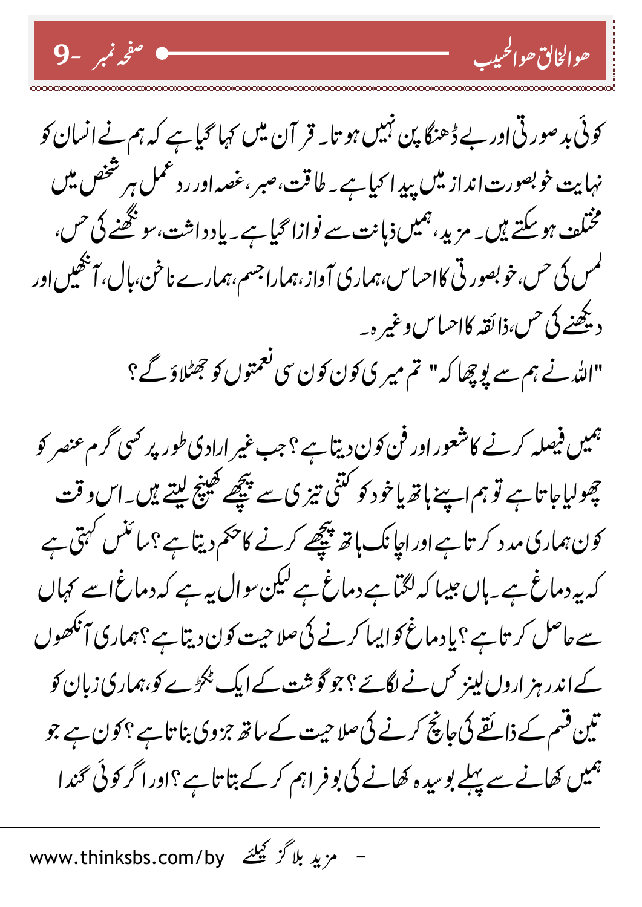کوئی بدصورتی اور بے ڈھنگا پن نہیں ہوتا۔ قرآن میں کہا گیا ہے کہ ہم نے انسان کو نہایت خوبصورت انداز میں پیدا کیا ہے۔ طاقت، صبر، غصہ اور ردعمل ہر شخص میں مختلف ہو سکتے ہیں۔ مزید، ہمیں ذہانت سے نوازا گیا ہے۔ یادداشت، سونگھنے کی حس، لمس کی حس، خوبصورتی کا احساس، ہماری آواز، ہمارا جسم، ہمارے ناخن، بال، آنکھیں اور دیکھنے کی حس، ذائقہ کا احساس وغیرہ۔

"اللہ نے ہم سے پوچھا کہ" تم میری کون کون سی نعمتوں کو جھٹلاؤ گے؟

ہمیں فیصلہ کرنے کا شعور اور فن کون دیتا ہے؟ جب غیر ارادی طور پر کسی گرم عنصر کو چھو لیا جاتا ہے تو ہم اپنے ہاتھ یا خود کو کتنی تیزی سے پیچھے کھینچ لیتے ہیں۔ اس وقت کون ہماری مدد کرتا ہے اور اچانک ہاتھ پیچھے کرنے کا حکم دیتا ہے؟ سائنس کہتی ہے کہ یہ دماغ ہے۔ ہاں جیسا کہ لگتا ہے دماغ ہے لیکن سوال یہ ہے کہ دماغ اسے کہاں سے حاصل کرتا ہے؟ یا دماغ کو ایسا کرنے کی صلاحیت کون دیتا ہے؟ ہماری آنکھوں کے اندر ہزاروں لینز کس نے لگائے؟ جو گوشت کے ایک ٹکڑے کو، ہماری زبان کو تین قسم کے ذائقے کی جانچ کرنے کی صلاحیت کے ساتھ جزوی بناتا ہے؟ کون ہے جو ہمیں کھانے سے پہلے بوسیدہ کھانے کی بو فراہم کر کے بتاتا ہے؟ اور اگر کوئی گندا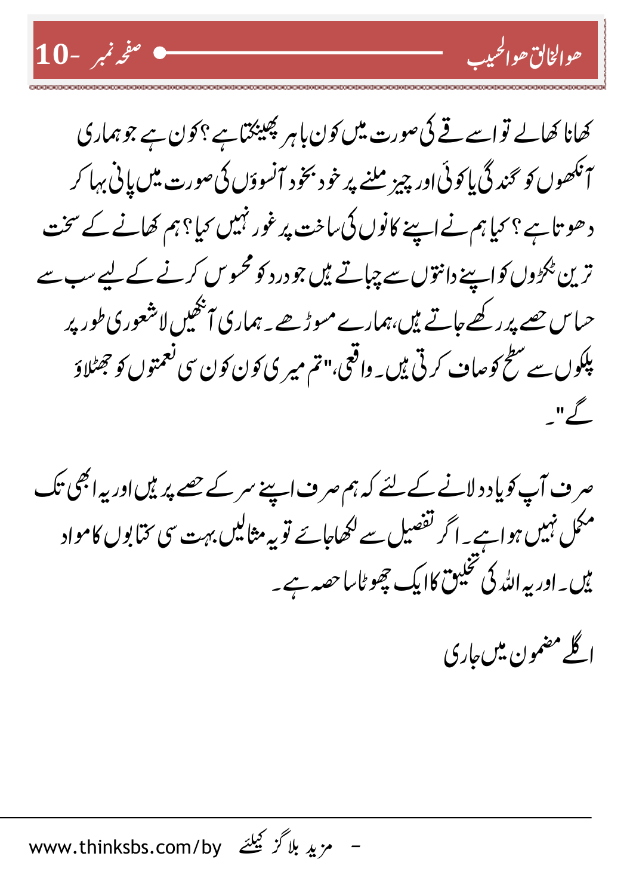کھانا کھالے تو اسے قے کی صورت میں کون باہر پھینکتا ہے؟کون ہے جو ہماری آنکھوں کو گندگی یا کوئی اور چیز ملنے پر خود بخود آنسوؤں کی صورت میں پانی بہا کر دھوتا ہے؟ کیا ہم نے اپنے کانوں کی ساخت پر غور نہیں کیا؟ ہم کھانے کے سخت ترین ٹکڑوں کو اپنے دانتوں سے چباتے ہیں جو درد کو محسوس کرنے کے لیے سب سے حساس حصے پر رکھے جاتے ہیں،ہمارے مسوڑھے۔ ہماری آنکھیں لاشعوری طور پر پلکوں سے سطح کو صاف کرتی ہیں۔ واقعی،"تم میری کون کون سی نعمتوں کو جھٹلاؤ گے"۔

صرف آپ کو یاد دلانے کے لئے کہ ہم صرف اپنے سر کے حصے پر ہیں اور یہ ابھی تک مکمل نہیں ہوا ہے۔ اگر تفصیل سے لکھا جائے تو یہ مثالیں بہت سی کتابوں کا مواد ہیں۔ اور یہ اللہ کی تخلیق کا ایک چھوٹا سا حصہ ہے۔

اگلے مضمون میں جاری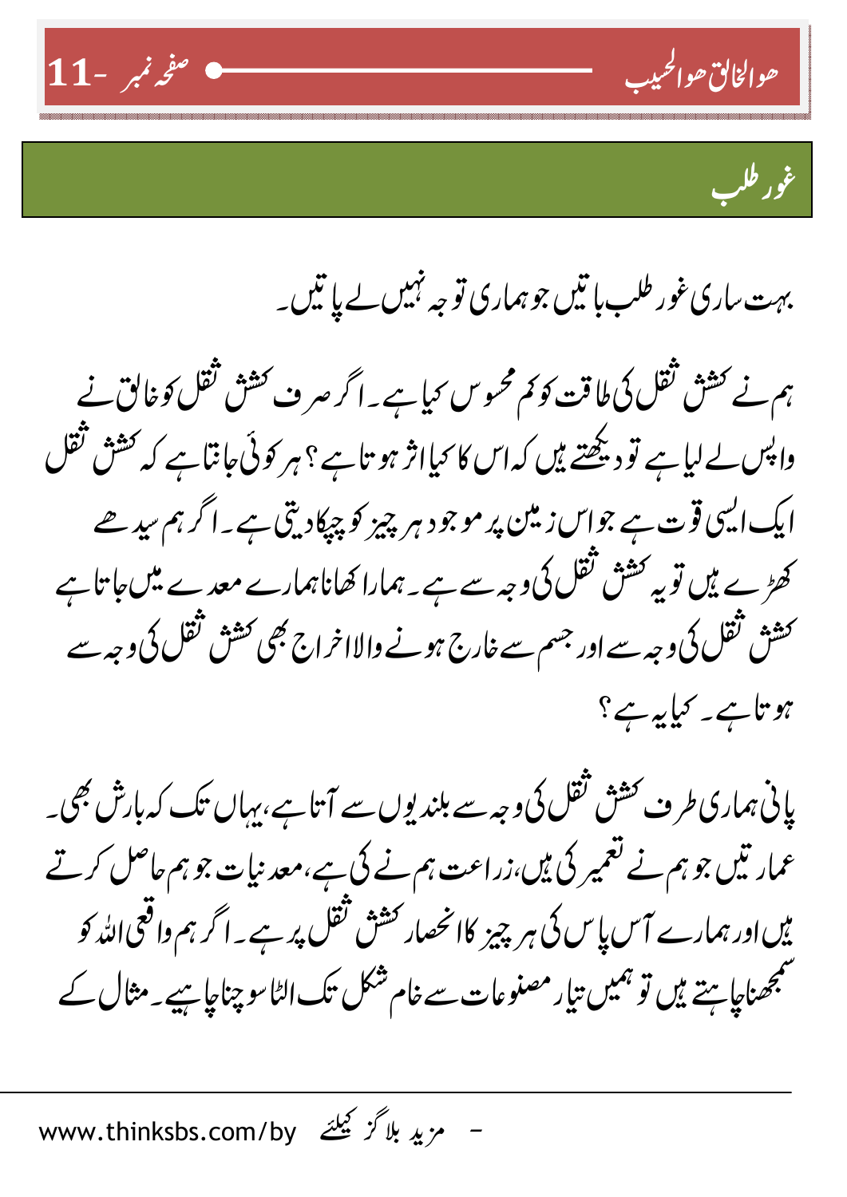## غور طلب

بہت ساری غور طلب باتیں جو ہماری توجہ نہیں لے پاتیں۔

ہم نے کشش ثقل کی طاقت کو کم محسوس کیا ہے۔ اگر صرف کشش ثقل کو خالق نے واپس لے لیا ہے تو دیکھتے ہیں کہ اس کا کیا اثر ہوتا ہے؟ ہر کوئی جانتا ہے کہ کشش ثقل ایک ایسی قوت ہے جو اس زمین پر موجود ہر چیز کو چپکا دیتی ہے۔ اگر ہم سیدھے کھڑے ہیں تو یہ کشش ثقل کی وجہ سے ہے۔ ہمارا کھانا ہمارے معدے میں جاتا ہے کشش ثقل کی وجہ سے اور جسم سے خارج ہونے والا اخراج بھی کشش ثقل کی وجہ سے ہوتا ہے۔ کیا یہ ہے؟

پانی ہماری طرف کشش ثقل کی وجہ سے بلندیوں سے آتا ہے، یہاں تک کہ بارش بھی۔ عمارتیں جو ہم نے تعمیر کی ہیں، زراعت ہم نے کی ہے، معدنیات جو ہم حاصل کرتے ہیں اور ہمارے آس پاس کی ہر چیز کا انحصار کشش ثقل پر ہے۔ اگر ہم واقعی اللہ کو سمجھنا چاہتے ہیں تو ہمیں تیار مصنوعات سے خام شکل تک الٹا سوچنا چاہیے۔ مثال کے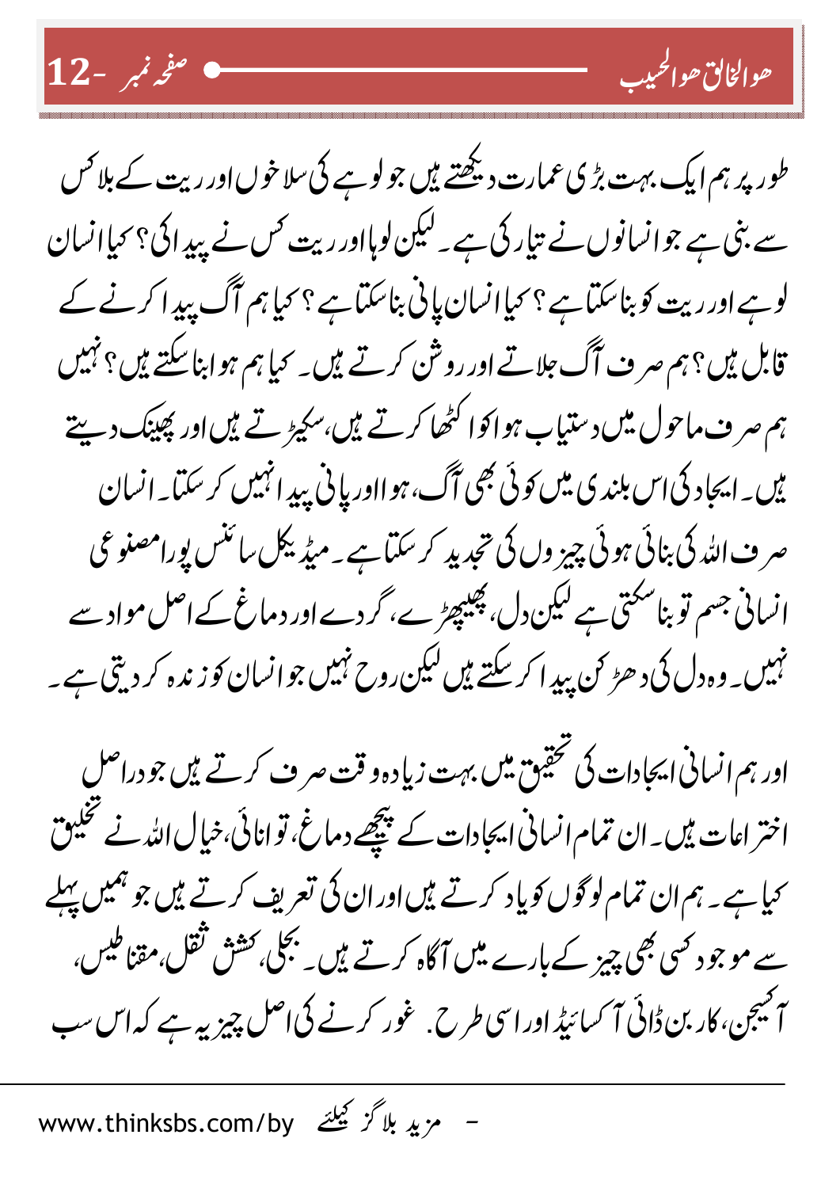طور پر ہم ایک بہت بڑی عمارت دیکھتے ہیں جو لوہے کی سلاخوں اور ریت کے بلاکس سے بنی ہے جو انسانوں نے تیار کی ہے۔ لیکن لوہا اور ریت کس نے پیدا کی؟ کیا انسان لوہے اور ریت کو بنا سکتا ہے؟ کیا انسان پانی بنا سکتا ہے؟ کیا ہم آگ پیدا کرنے کے قابل ہیں؟ ہم صرف آگ جلاتے اور روشن کرتے ہیں۔ کیا ہم ہوا بنا سکتے ہیں؟ نہیں ہم صرف ماحول میں دستیاب ہوا کو اکٹھا کرتے ہیں، سکیڑتے ہیں اور پھینک دیتے ہیں۔ ایجاد کی اس بلندی میں کوئی بھی آگ، ہوا اور پانی پیدا نہیں کر سکتا۔ انسان صرف اللہ کی بنائی ہوئی چیزوں کی تجدید کر سکتا ہے۔ میڈیکل سائنس پورا مصنوعی انسانی جسم تو بنا سکتی ہے لیکن دل، پھیپھڑے، گردے اور دماغ کے اصل مواد سے نہیں۔ وہ دل کی دھڑکن پیدا کر سکتے ہیں لیکن روح نہیں جو انسان کو زندہ کر دیتی ہے۔

اور ہم انسانی ایجادات کی تحقیق میں بہت زیادہ وقت صرف کرتے ہیں جو دراصل اختراعات ہیں۔ ان تمام انسانی ایجادات کے پیچھے دماغ، توانائی، خیال اللہ نے تخلیق کیا ہے۔ ہم ان تمام لوگوں کو یاد کرتے ہیں اور ان کی تعریف کرتے ہیں جو ہمیں پہلے سے موجود کسی بھی چیز کے بارے میں آگاہ کرتے ہیں۔ بجلی، کشش ثقل، مقناطیس، آکسیجن، کاربن ڈائی آکسائیڈ اور اسی طرح۔ غور کرنے کی اصل چیز یہ ہے کہ اس سب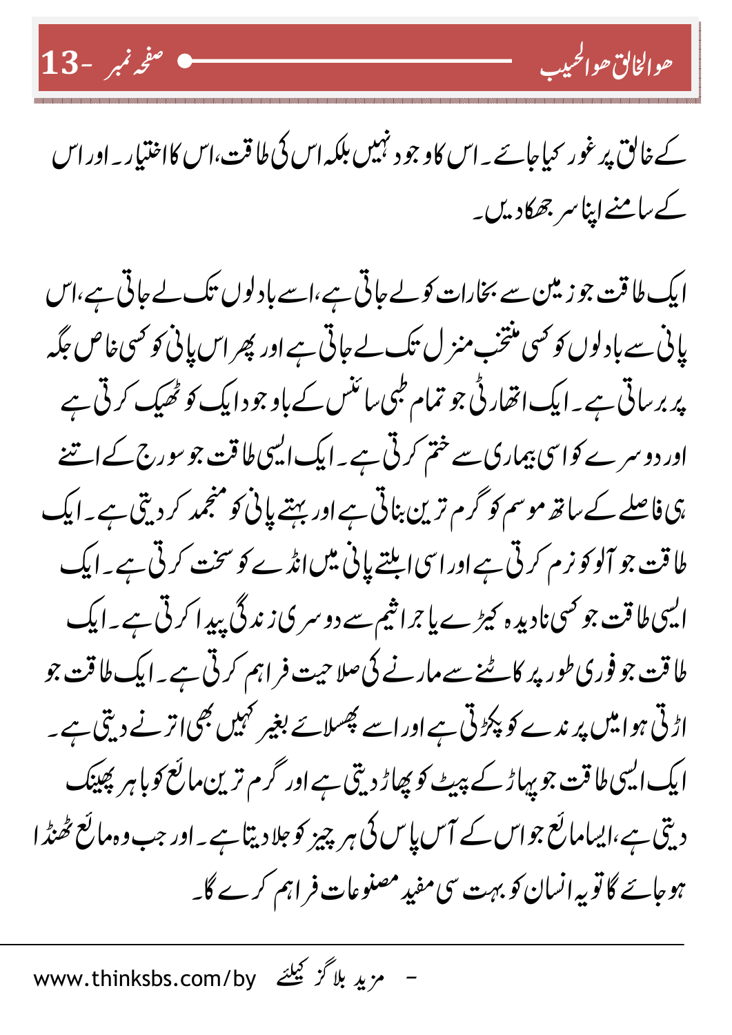کے خالق پر غور کیا جائے۔ اس کا وجود نہیں بلکہ اس کی طاقت، اس کا اختیار۔ اور اس کے سامنے اپنا سر جھکا دیں۔

ایک طاقت جو زمین سے بخارات کو لے جاتی ہے، اسے بادلوں تک لے جاتی ہے، اس پانی سے بادلوں کو کسی منتخب منزل تک لے جاتی ہے اور پھر اس پانی کو کسی خاص جگہ پر برساتی ہے۔ ایک اتھارٹی جو تمام طبی سائنس کے باوجود ایک کو ٹھیک کرتی ہے اور دوسرے کو اسی بیماری سے ختم کرتی ہے۔ ایک ایسی طاقت جو سورج کے اتنے ہی فاصلے کے ساتھ موسم کو گرم ترین بناتی ہے اور بہتے پانی کو منجمد کر دیتی ہے۔ ایک طاقت جو آلو کو نرم کرتی ہے اور اسی ابلتے پانی میں انڈے کو سخت کرتی ہے۔ ایک ایسی طاقت جو کسی نادیدہ کیڑے یا جراثیم سے دوسری زندگی پیدا کرتی ہے۔ ایک طاقت جو فوری طور پر کاٹنے سے مارنے کی صلاحیت فراہم کرتی ہے۔ ایک طاقت جو اڑتی ہوا میں پرندے کو پکڑتی ہے اور اسے پھسلائے بغیر کہیں بھی اترنے دیتی ہے۔ ایک ایسی طاقت جو پہاڑ کے پیٹ کو پھاڑ دیتی ہے اور گرم ترین مائع کو باہر پھینک دیتی ہے، ایسا مائع جو اس کے آس پاس کی ہر چیز کو جلا دیتا ہے۔ اور جب وہ مائع ٹھنڈا ہو جائے گا تو یہ انسان کو بہت سی مفید مصنوعات فراہم کرے گا۔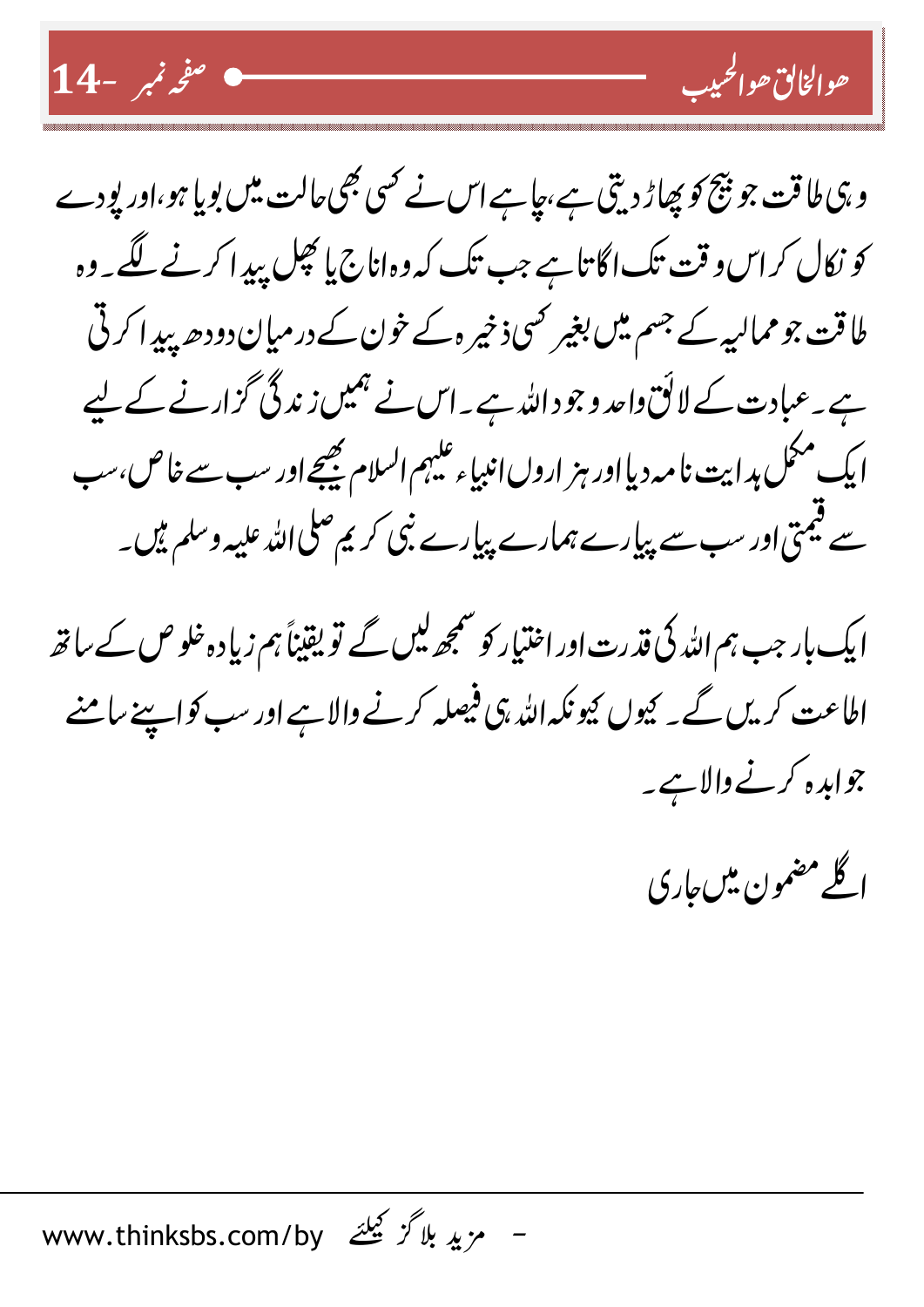وہی طاقت جو بیج کو پھاڑ دیتی ہے، چاہے اس نے کسی بھی حالت میں بویا ہو، اور پودے کو نکال کر اس وقت تک اگاتا ہے جب تک کہ وہ اناج یا پھل پیدا کرنے لگے۔ وہ طاقت جو ممالیہ کے جسم میں بغیر کسی ذخیرہ کے خون کے درمیان دودھ پیدا کرتی ہے۔ عبادت کے لائق واحد وجود اللہ ہے۔ اس نے ہمیں زندگی گزارنے کے لیے ایک مکمل ہدایت نامہ دیا اور ہزاروں انبیاء علیہم السلام بھیجے اور سب سے خاص، سب سے قیمتی اور سب سے پیارے ہمارے پیارے نبی کریم صلی اللہ علیہ وسلم ہیں۔

ایک بار جب ہم اللہ کی قدرت اور اختیار کو سمجھ لیں گے تو یقیناً ہم زیادہ خلوص کے ساتھ اطاعت کریں گے۔ کیوں کیونکہ اللہ ہی فیصلہ کرنے والا ہے اور سب کو اپنے سامنے جوابدہ کرنے والا ہے۔

اگلے مضمون میں جاری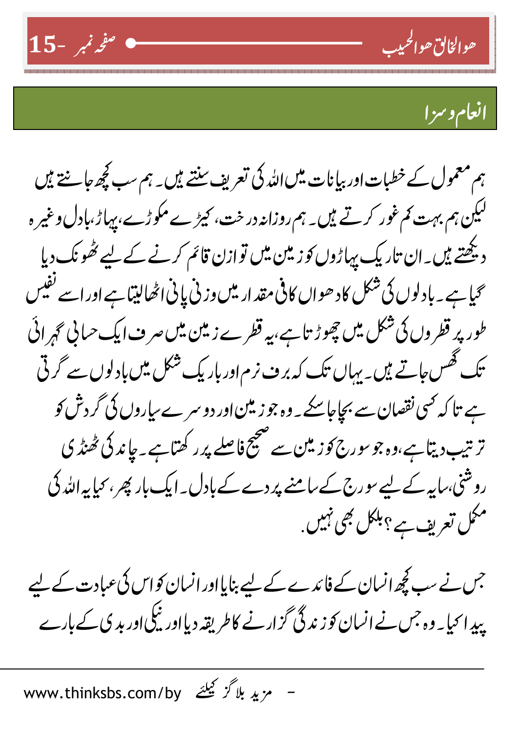## انعام و سزا

ہم معمول کے خطبات اور بیانات میں اللہ کی تعریف سنتے ہیں۔ ہم سب کچھ جانتے ہیں لیکن ہم بہت کم غور کرتے ہیں۔ ہم روزانہ درخت، کیڑے مکوڑے، پہاڑ، بادل وغیرہ دیکھتے ہیں۔ ان تاریک پہاڑوں کو زمین میں توازن قائم کرنے کے لیے ٹھونک دیا گیا ہے۔ بادلوں کی شکل کا دھواں کافی مقدار میں وزنی پانی اٹھا لیتا ہے اور اسے نفیس طور پر قطروں کی شکل میں چھوڑتا ہے، یہ قطرے زمین میں صرف ایک حسابی گہرائی تک گھس جاتے ہیں۔ یہاں تک کہ برف نرم اور باریک شکل میں بادلوں سے گرتی ہے تاکہ کسی نقصان سے بچا جا سکے۔ وہ جو زمین اور دوسرے سیاروں کی گردش کو ترتیب دیتا ہے، وہ جو سورج کو زمین سے صحیح فاصلے پر رکھتا ہے۔ چاند کی ٹھنڈی روشنی، سایہ کے لیے سورج کے سامنے پردے کے بادل۔ ایک بار پھر، کیا یہ اللہ کی مکمل تعریف ہے؟ بلکل بھی نہیں۔

جس نے سب کچھ انسان کے فائدے کے لیے بنایا اور انسان کو اس کی عبادت کے لیے پیدا کیا۔ وہ جس نے انسان کو زندگی گزارنے کا طریقہ دیا اور نیکی اور بدی کے بارے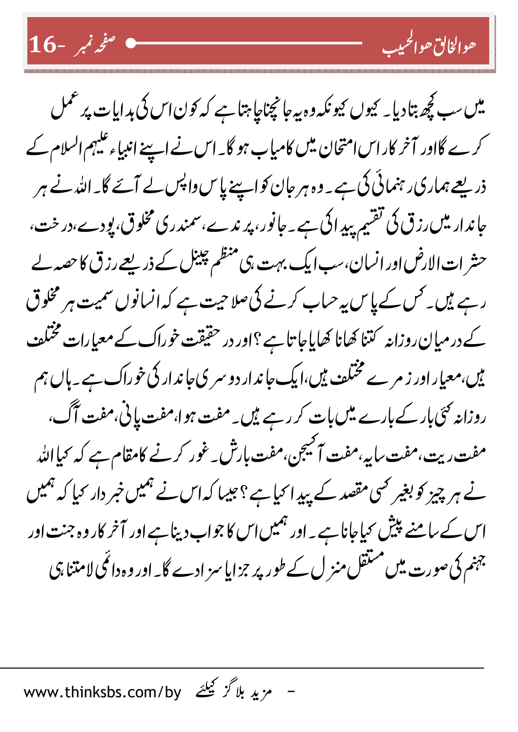میں سب کچھ بتا دیا۔ کیوں کیونکہ وہ یہ جانچنا چاہتا ہے کہ کون اس کی ہدایات پر عمل کرے گا اور آخر کار اس امتحان میں کامیاب ہو گا۔ اس نے اپنے انبیاء علیہم السلام کے ذریعے ہماری رہنمائی کی ہے۔ وہ ہر جان کو اپنے پاس واپس لے آئے گا۔ اللہ نے ہر جاندار میں رزق کی تقسیم پیدا کی ہے۔ جانور، پرندے، سمندری مخلوق، پودے، درخت، حشرات الارض اور انسان، سب ایک بہت ہی منظم چینل کے ذریعے رزق کا حصہ لے رہے ہیں۔ کس کے پاس یہ حساب کرنے کی صلاحیت ہے کہ انسانوں سمیت ہر مخلوق کے درمیان روزانہ کتنا کھانا کھایا جاتا ہے؟ اور درحقیقت خوراک کے معیارات مختلف ہیں، معیار اور زمرے مختلف ہیں، ایک جاندار دوسری جاندار کی خوراک ہے۔ ہاں ہم روزانہ کئی بار کے بارے میں بات کر رہے ہیں۔ مفت ہوا، مفت پانی، مفت آگ، مفت ریت، مفت سایہ، مفت آکسیجن، مفت بارش۔ غور کرنے کا مقام ہے کہ کیا اللہ نے ہر چیز کو بغیر کسی مقصد کے پیدا کیا ہے؟ جیسا کہ اس نے ہمیں خبردار کیا کہ ہمیں اس کے سامنے پیش کیا جانا ہے۔ اور ہمیں اس کا جواب دینا ہے اور آخر کار وہ جنت اور جہنم کی صورت میں مستقل منزل کے طور پر جزا یا سزا دے گا۔ اور وہ دائمی لامتناہی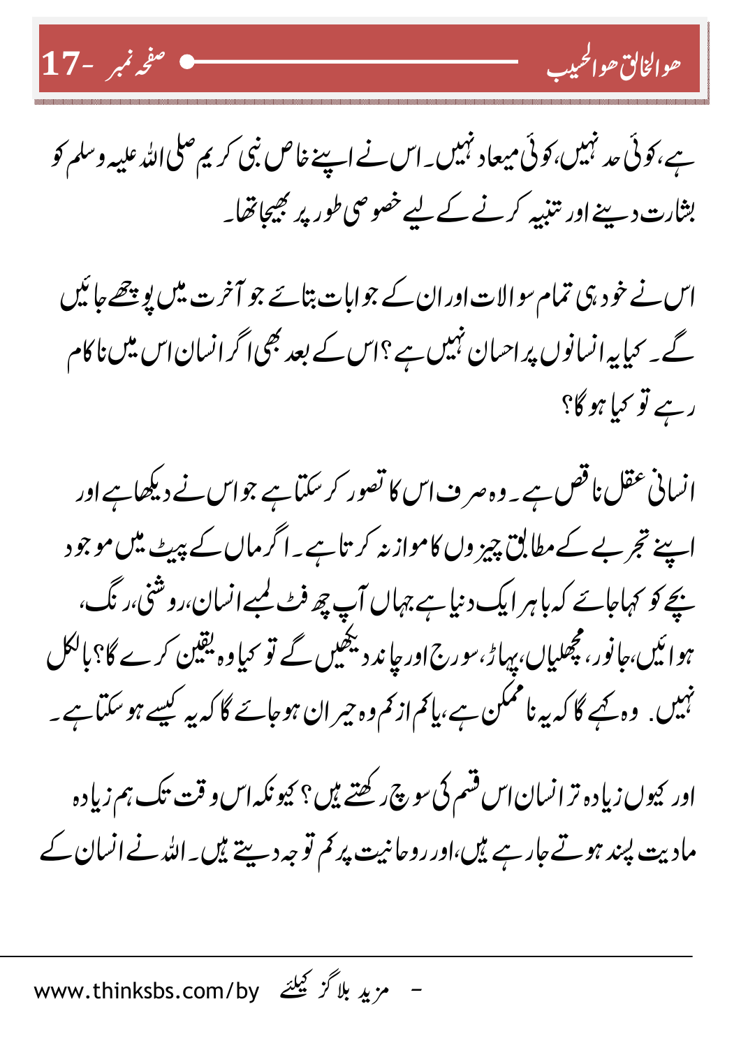ہے، کوئی حد نہیں، کوئی میعاد نہیں۔ اس نے اپنے خاص نبی کریم صلی اللہ علیہ وسلم کو بشارت دینے اور تنبیہ کرنے کے لیے خصوصی طور پر بھیجا تھا۔

اس نے خود ہی تمام سوالات اور ان کے جوابات بتائے جو آخرت میں پوچھے جائیں گے۔ کیا یہ انسانوں پر احسان نہیں ہے؟ اس کے بعد بھی اگر انسان اس میں ناکام رہے تو کیا ہو گا؟

انسانی عقل ناقص ہے۔ وہ صرف اس کا تصور کر سکتا ہے جو اس نے دیکھا ہے اور اپنے تجربے کے مطابق چیزوں کا موازنہ کرتا ہے۔ اگر ماں کے پیٹ میں موجود بچے کو کہا جائے کہ باہر ایک دنیا ہے جہاں آپ چھ فٹ لمبے انسان، روشنی، رنگ، ہوائیں، جانور، مچھلیاں، پہاڑ، سورج اور چاند دیکھیں گے تو کیا وہ یقین کرے گا؟ بالکل نہیں۔ وہ کہے گا کہ یہ ناممکن ہے، یا کم از کم وہ حیران ہو جائے گا کہ یہ کیسے ہو سکتا ہے۔

اور کیوں زیادہ تر انسان اس قسم کی سوچ رکھتے ہیں؟ کیونکہ اس وقت تک ہم زیادہ مادیت پسند ہوتے جا رہے ہیں، اور روحانیت پر کم توجہ دیتے ہیں۔ اللہ نے انسان کے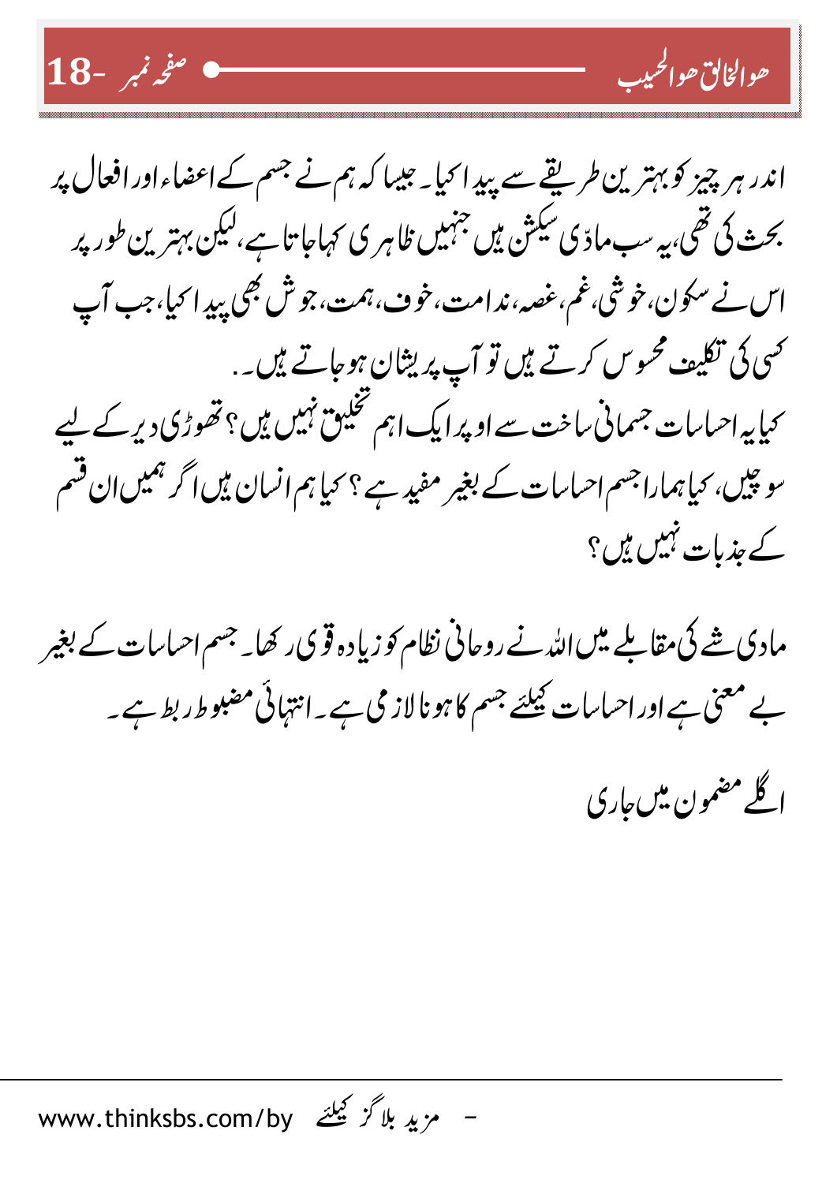اندر ہر چیز کو بہترین طریقے سے پیدا کیا۔ جیسا کہ ہم نے جسم کے اعضاء اور افعال پر بحث کی تھی، یہ سب مادّی سیکشن ہیں جنہیں ظاہری کہا جاتا ہے، لیکن بہترین طور پر اس نے سکون، خوشی، غم، غصہ، ندامت، خوف، ہمت، جوش بھی پیدا کیا، جب آپ کسی کی تکلیف محسوس کرتے ہیں تو آپ پریشان ہو جاتے ہیں۔
کیا یہ احساسات جسمانی ساخت سے اوپر ایک اہم تخلیق نہیں ہیں؟ تھوڑی دیر کے لیے سوچیں، کیا ہمارا جسم احساسات کے بغیر مفید ہے؟ کیا ہم انسان ہیں اگر ہمیں ان قسم کے جذبات نہیں ہیں؟

مادی شے کی مقابلے میں اللہ نے روحانی نظام کو زیادہ قوی رکھا۔ جسم احساسات کے بغیر بے معنی ہے اور احساسات کیلئے جسم کا ہونا لازمی ہے۔ انتہائی مضبوط ربط ہے۔

اگلے مضمون میں جاری

– مزید بلاگز کیلئے www.thinksbs.com/by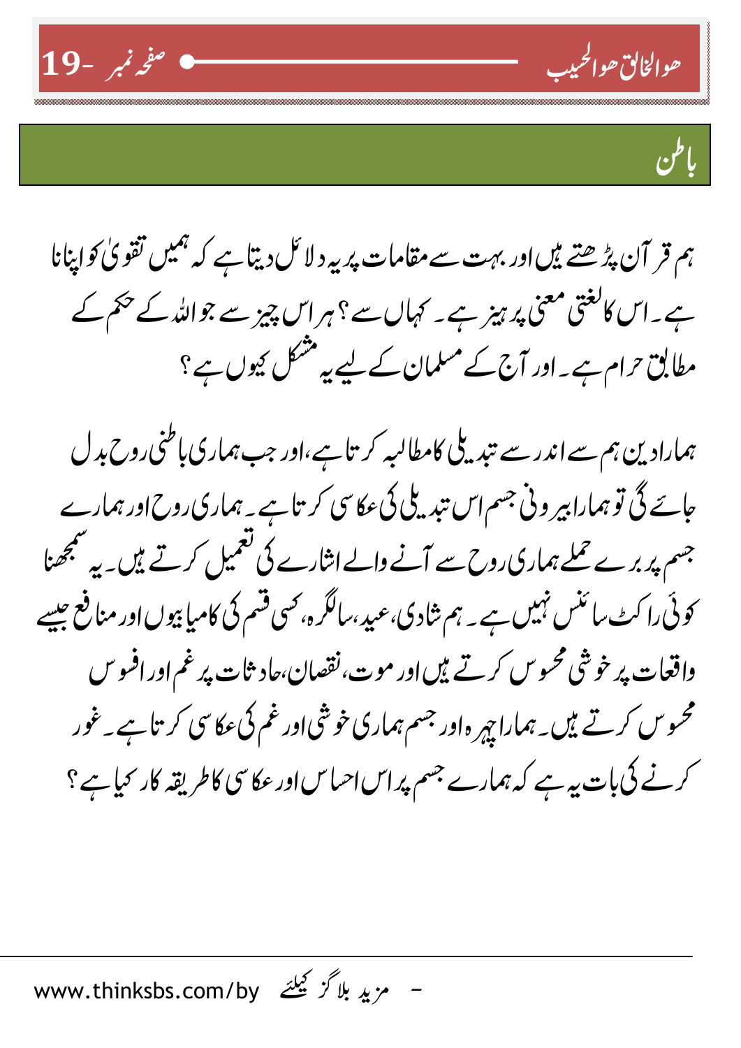## باطن

ہم قرآن پڑھتے ہیں اور بہت سے مقامات پر یہ دلائل دیتا ہے کہ ہمیں تقویٰ کو اپنانا ہے۔ اس کا لغتی معنی پرہیز ہے۔ کہاں سے؟ ہر اس چیز سے جو اللہ کے حکم کے مطابق حرام ہے۔ اور آج کے مسلمان کے لیے یہ مشکل کیوں ہے؟

ہمارا دین ہم سے اندر سے تبدیلی کا مطالبہ کرتا ہے، اور جب ہماری باطنی روح بدل جائے گی تو ہمارا بیرونی جسم اس تبدیلی کی عکاسی کرتا ہے۔ ہماری روح اور ہمارے جسم پر برے حملے ہماری روح سے آنے والے اشارے کی تعمیل کرتے ہیں۔ یہ سمجھنا کوئی راکٹ سائنس نہیں ہے۔ ہم شادی، عید، سالگرہ، کسی قسم کی کامیابیوں اور منافع جیسے واقعات پر خوشی محسوس کرتے ہیں اور موت، نقصان، حادثات پر غم اور افسوس محسوس کرتے ہیں۔ ہمارا چہرہ اور جسم ہماری خوشی اور غم کی عکاسی کرتا ہے۔ غور کرنے کی بات یہ ہے کہ ہمارے جسم پر اس احساس اور عکاسی کا طریقہ کار کیا ہے؟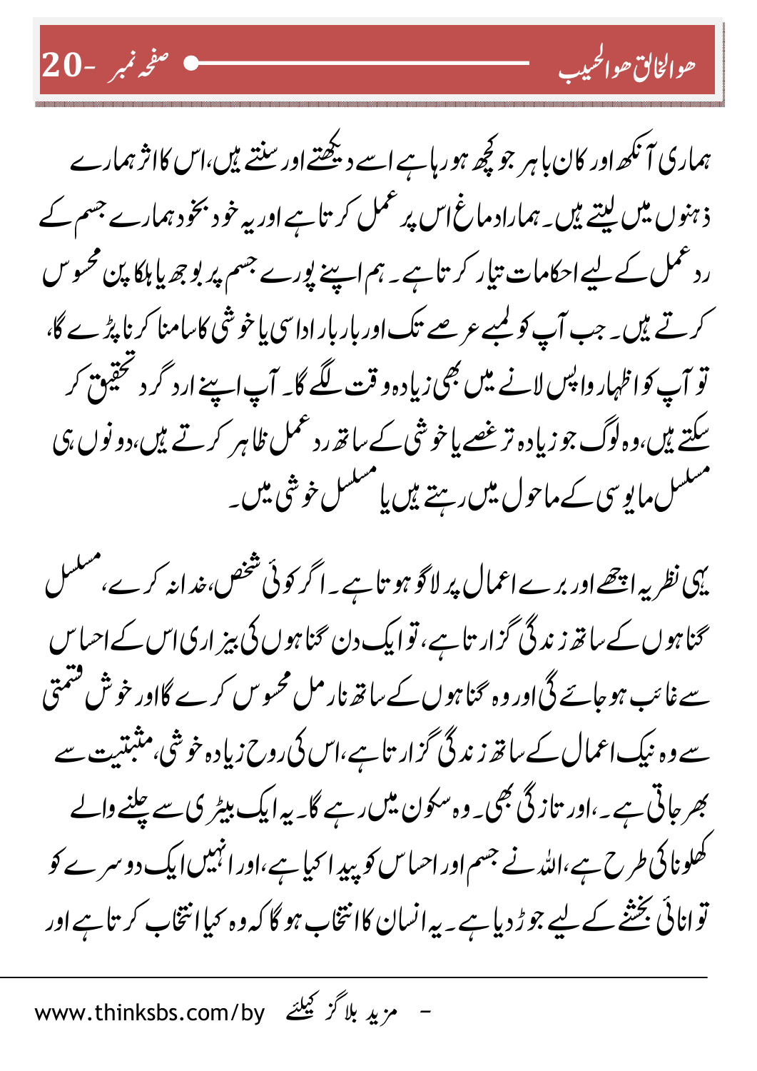ہماری آنکھ اور کان باہر جو کچھ ہو رہا ہے اسے دیکھتے اور سنتے ہیں،اس کا اثر ہمارے ذہنوں میں لیتے ہیں۔ ہمارا دماغ اس پر عمل کرتا ہے اور یہ خود بخود ہمارے جسم کے ردعمل کے لیے احکامات تیار کرتا ہے۔ ہم اپنے پورے جسم پر بوجھ یا ہلکا پن محسوس کرتے ہیں۔ جب آپ کو لمبے عرصے تک اور بار بار اداسی یا خوشی کا سامنا کرنا پڑے گا، تو آپ کو اظہار واپس لانے میں بھی زیادہ وقت لگے گا۔ آپ اپنے ارد گرد تحقیق کر سکتے ہیں،وہ لوگ جو زیادہ تر غصے یا خوشی کے ساتھ ردعمل ظاہر کرتے ہیں،دونوں ہی مسلسل مایوسی کے ماحول میں رہتے ہیں یا مسلسل خوشی میں۔

یہی نظریہ اچھے اور برے اعمال پر لاگو ہوتا ہے۔ اگر کوئی شخص،خدا نہ کرے، مسلسل گناہوں کے ساتھ زندگی گزارتا ہے، تو ایک دن گناہوں کی بیزاری اس کے احساس سے غائب ہو جائے گی اور وہ گناہوں کے ساتھ نارمل محسوس کرے گا اور خوش قسمتی سے وہ نیک اعمال کے ساتھ زندگی گزارتا ہے،اس کی روح زیادہ خوشی، مثبتیت سے بھر جاتی ہے۔،اور تازگی بھی۔ وہ سکون میں رہے گا۔ یہ ایک بیٹری سے چلنے والے کھلونا کی طرح ہے،اللہ نے جسم اور احساس کو پیدا کیا ہے،اور انہیں ایک دوسرے کو توانائی بخشنے کے لیے جوڑ دیا ہے۔ یہ انسان کا انتخاب ہو گا کہ وہ کیا انتخاب کرتا ہے اور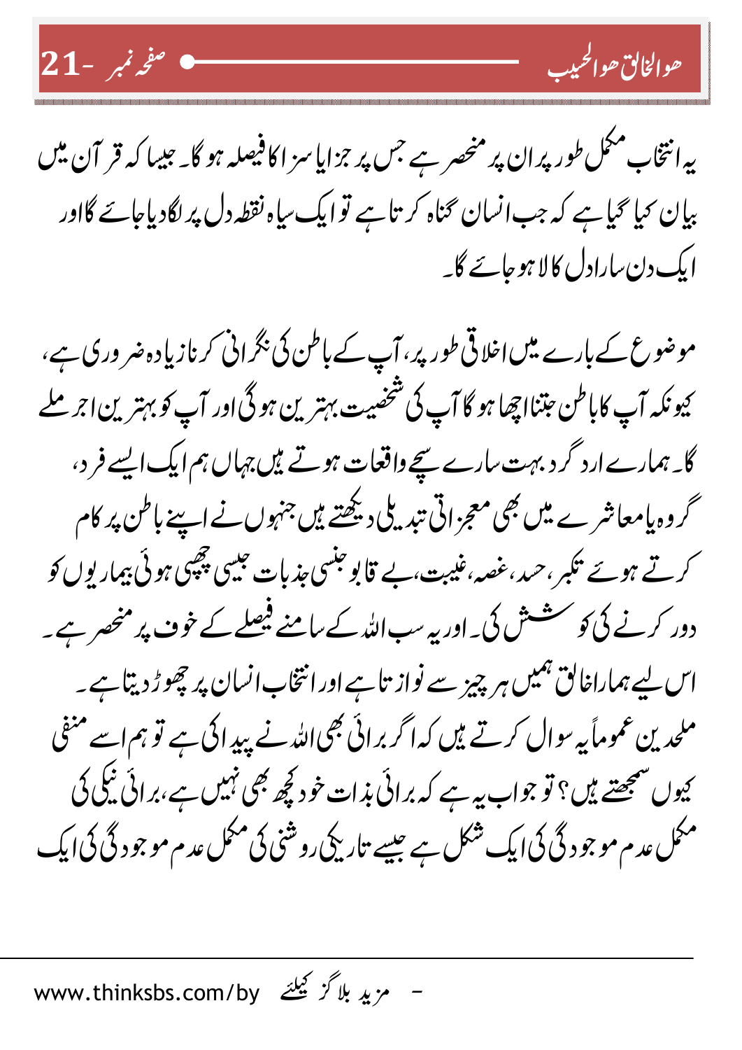یہ انتخاب مکمل طور پر ان پر منحصر ہے جس پر جزا یا سزا کا فیصلہ ہو گا۔ جیسا کہ قرآن میں بیان کیا گیا ہے کہ جب انسان گناہ کرتا ہے تو ایک سیاہ نقطہ دل پر لگا دیا جائے گا اور ایک دن سارا دل کالا ہو جائے گا۔

موضوع کے بارے میں اخلاقی طور پر، آپ کے باطن کی نگرانی کرنا زیادہ ضروری ہے، کیونکہ آپ کا باطن جتنا اچھا ہو گا آپ کی شخصیت بہترین ہو گی اور آپ کو بہترین اجر ملے گا۔ ہمارے ارد گرد بہت سارے سچے واقعات ہوتے ہیں جہاں ہم ایک ایسے فرد، گروہ یا معاشرے میں بھی معجزاتی تبدیلی دیکھتے ہیں جنہوں نے اپنے باطن پر کام کرتے ہوئے تکبر، حسد، غصہ، غیبت، بے قابو جنسی جذبات جیسی چھپی ہوئی بیماریوں کو دور کرنے کی کوشش کی۔ اور یہ سب اللہ کے سامنے فیصلے کے خوف پر منحصر ہے۔ اس لیے ہمارا خالق ہمیں ہر چیز سے نوازتا ہے اور انتخاب انسان پر چھوڑ دیتا ہے۔ ملحدین عموماً یہ سوال کرتے ہیں کہ اگر برائی بھی اللہ نے پیدا کی ہے تو ہم اسے منفی کیوں سمجھتے ہیں؟ تو جواب یہ ہے کہ برائی بذات خود کچھ بھی نہیں ہے، برائی نیکی کی مکمل عدم موجودگی کی ایک شکل ہے جیسے تاریکی روشنی کی مکمل عدم موجودگی کی ایک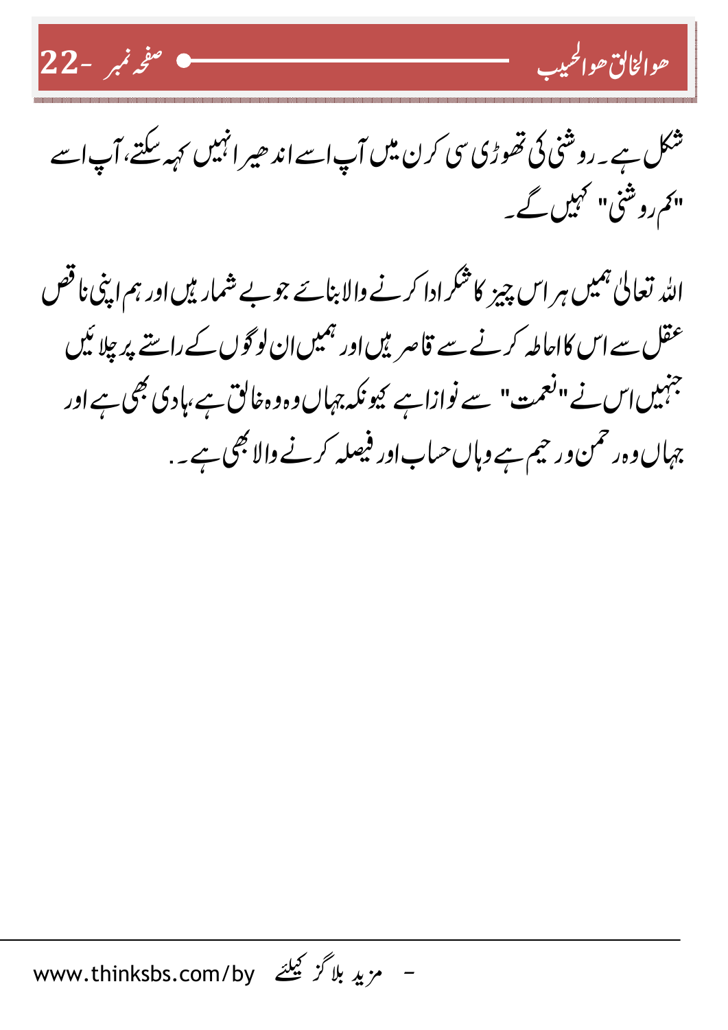شکل ہے۔ روشنی کی تھوڑی سی کرن میں آپ اسے اندھیرا نہیں کہہ سکتے، آپ اسے "کم روشنی" کہیں گے۔

اللہ تعالیٰ ہمیں ہر اس چیز کا شکر ادا کرنے والا بنائے جو بے شمار ہیں اور ہم اپنی ناقص عقل سے اس کا احاطہ کرنے سے قاصر ہیں اور ہمیں ان لوگوں کے راستے پر چلائیں جنہیں اس نے "نعمت" سے نوازا ہے کیونکہ جہاں وہ وہ خالق ہے، ہادی بھی ہے اور جہاں وہ رحمن و رحیم ہے وہاں حساب اور فیصلہ کرنے والا بھی ہے۔۔